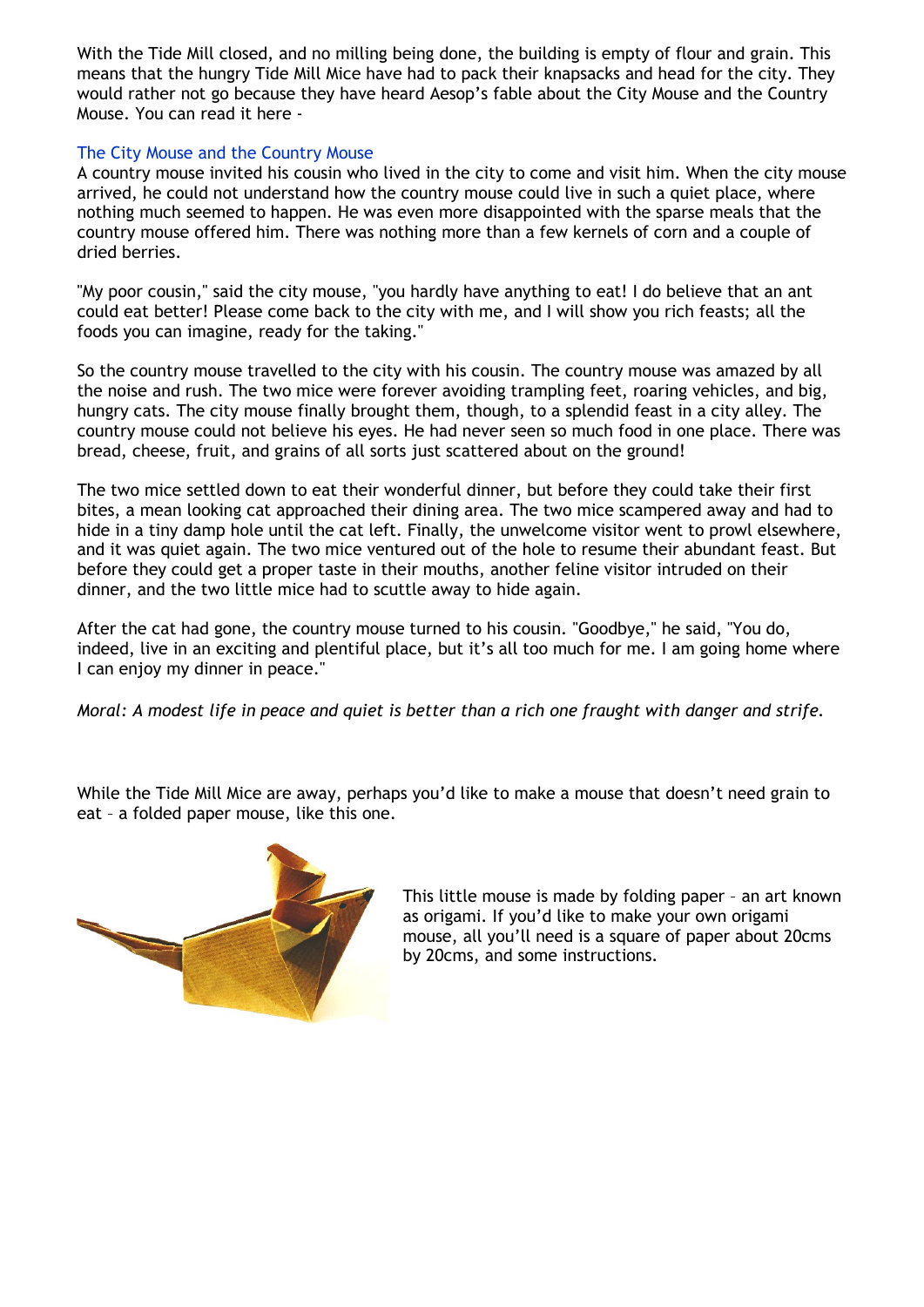With the Tide Mill closed, and no milling being done, the building is empty of flour and grain. This means that the hungry Tide Mill Mice have had to pack their knapsacks and head for the city. They would rather not go because they have heard Aesop's fable about the City Mouse and the Country Mouse. You can read it here -

The City Mouse and the Country Mouse

A country mouse invited his cousin who lived in the city to come and visit him. When the city mouse arrived, he could not understand how the country mouse could live in such a quiet place, where nothing much seemed to happen. He was even more disappointed with the sparse meals that the country mouse offered him. There was nothing more than a few kernels of corn and a couple of dried berries.

"My poor cousin," said the city mouse, "you hardly have anything to eat! I do believe that an ant could eat better! Please come back to the city with me, and I will show you rich feasts; all the foods you can imagine, ready for the taking."

So the country mouse travelled to the city with his cousin. The country mouse was amazed by all the noise and rush. The two mice were forever avoiding trampling feet, roaring vehicles, and big, hungry cats. The city mouse finally brought them, though, to a splendid feast in a city alley. The country mouse could not believe his eyes. He had never seen so much food in one place. There was bread, cheese, fruit, and grains of all sorts just scattered about on the ground!

The two mice settled down to eat their wonderful dinner, but before they could take their first bites, a mean looking cat approached their dining area. The two mice scampered away and had to hide in a tiny damp hole until the cat left. Finally, the unwelcome visitor went to prowl elsewhere, and it was quiet again. The two mice ventured out of the hole to resume their abundant feast. But before they could get a proper taste in their mouths, another feline visitor intruded on their dinner, and the two little mice had to scuttle away to hide again.

After the cat had gone, the country mouse turned to his cousin. "Goodbye," he said, "You do, indeed, live in an exciting and plentiful place, but it's all too much for me. I am going home where I can enjoy my dinner in peace."

*Moral: A modest life in peace and quiet is better than a rich one fraught with danger and strife.*

While the Tide Mill Mice are away, perhaps you'd like to make a mouse that doesn't need grain to eat – a folded paper mouse, like this one.

This little mouse is made by folding paper – an art known as origami. If you'd like to make your own origami mouse, all you'll need is a square of paper about 20cms by 20cms, and some instructions.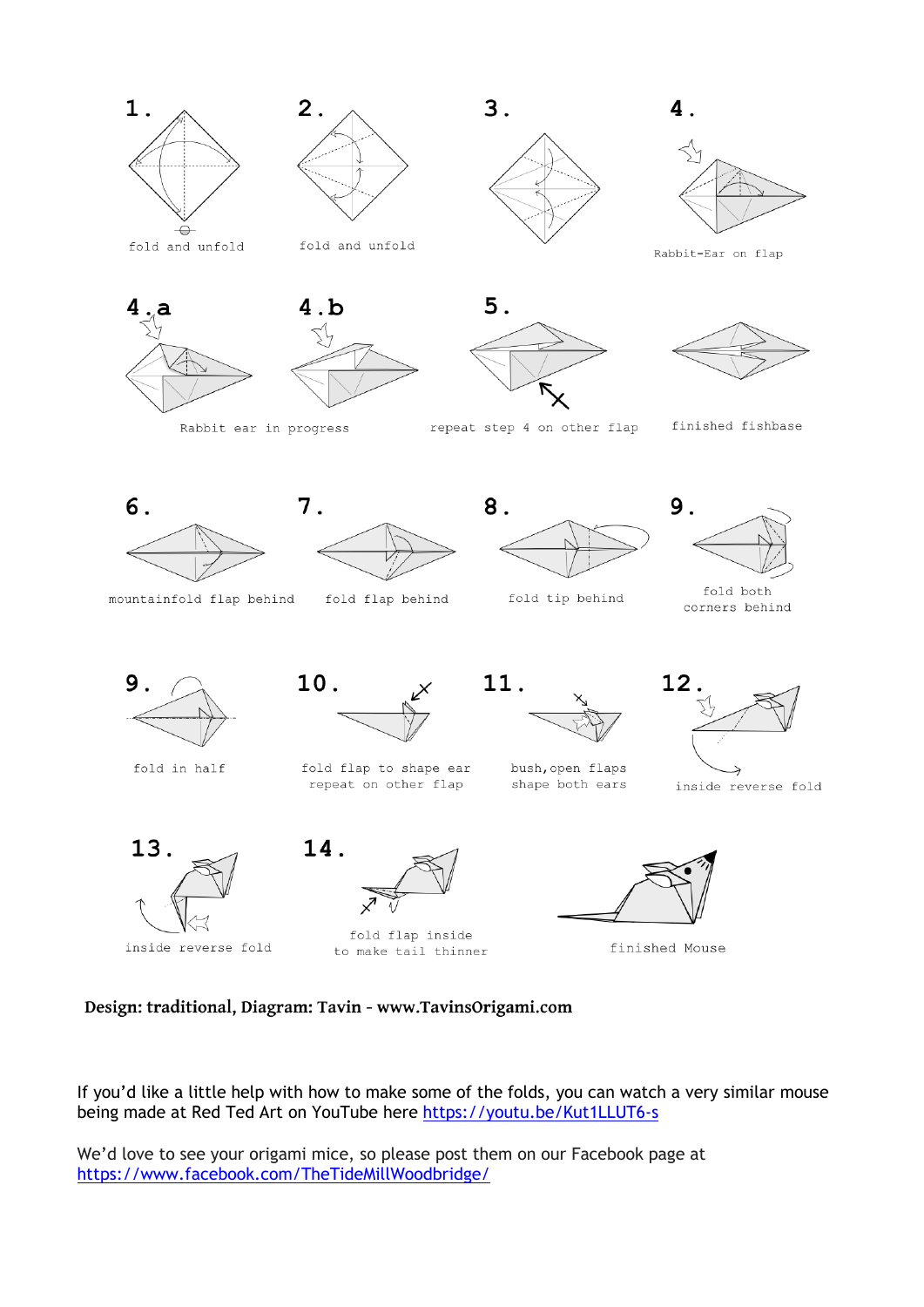1. fold and unfold

2. fold and unfold

3.

4. Rabbit-Ear on flap

4.a

4.b

Rabbit ear in progress

5. repeat step 4 on other flap

finished fishbase

6. mountainfold flap behind

7. fold flap behind

8. fold tip behind

9. fold both corners behind

9. fold in half

10. fold flap to shape ear repeat on other flap

11. bush, open flaps shape both ears

12. inside reverse fold

13. inside reverse fold

14. fold flap inside to make tail thinner

finished Mouse

**Design: traditional, Diagram: Tavin - www.TavinsOrigami.com**

If you'd like a little help with how to make some of the folds, you can watch a very similar mouse being made at Red Ted Art on YouTube here https://youtu.be/Kut1LLUT6-s

We'd love to see your origami mice, so please post them on our Facebook page at https://www.facebook.com/TheTideMillWoodbridge/